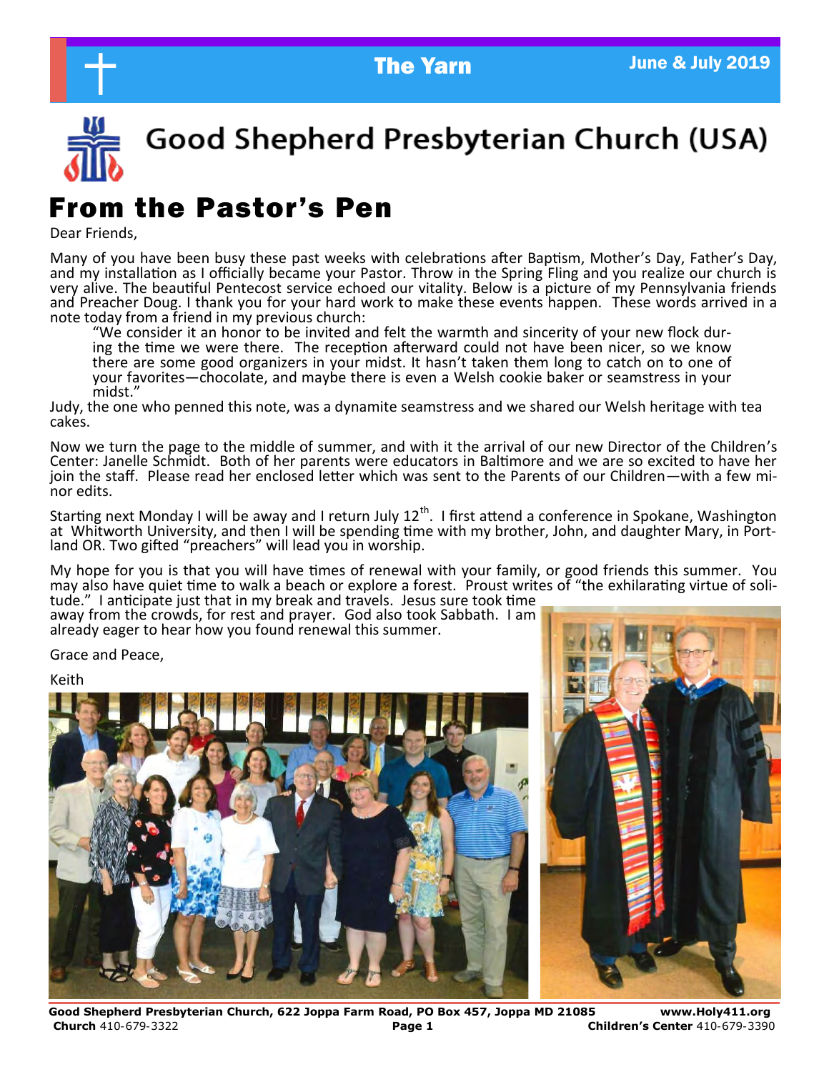# Good Shepherd Presbyterian Church (USA)

## From the Pastor's Pen

Dear Friends,

Many of you have been busy these past weeks with celebrations after Baptism, Mother's Day, Father's Day, and my installation as I officially became your Pastor. Throw in the Spring Fling and you realize our church is very alive. The beautiful Pentecost service echoed our vitality. Below is a picture of my Pennsylvania friends and Preacher Doug. I thank you for your hard work to make these events happen. These words arrived in a note today from a friend in my previous church:

> "We consider it an honor to be invited and felt the warmth and sincerity of your new flock during the time we were there. The reception afterward could not have been nicer, so we know there are some good organizers in your midst. It hasn't taken them long to catch on to one of your favorites—chocolate, and maybe there is even a Welsh cookie baker or seamstress in your midst."

Judy, the one who penned this note, was a dynamite seamstress and we shared our Welsh heritage with tea cakes.

Now we turn the page to the middle of summer, and with it the arrival of our new Director of the Children's Center: Janelle Schmidt. Both of her parents were educators in Baltimore and we are so excited to have her join the staff. Please read her enclosed letter which was sent to the Parents of our Children—with a few minor edits.

Starting next Monday I will be away and I return July 12th. I first attend a conference in Spokane, Washington at Whitworth University, and then I will be spending time with my brother, John, and daughter Mary, in Portland OR. Two gifted "preachers" will lead you in worship.

My hope for you is that you will have times of renewal with your family, or good friends this summer. You may also have quiet time to walk a beach or explore a forest. Proust writes of "the exhilarating virtue of solitude." I anticipate just that in my break and travels. Jesus sure took time away from the crowds, for rest and prayer. God also took Sabbath. I am already eager to hear how you found renewal this summer.

Grace and Peace,

Keith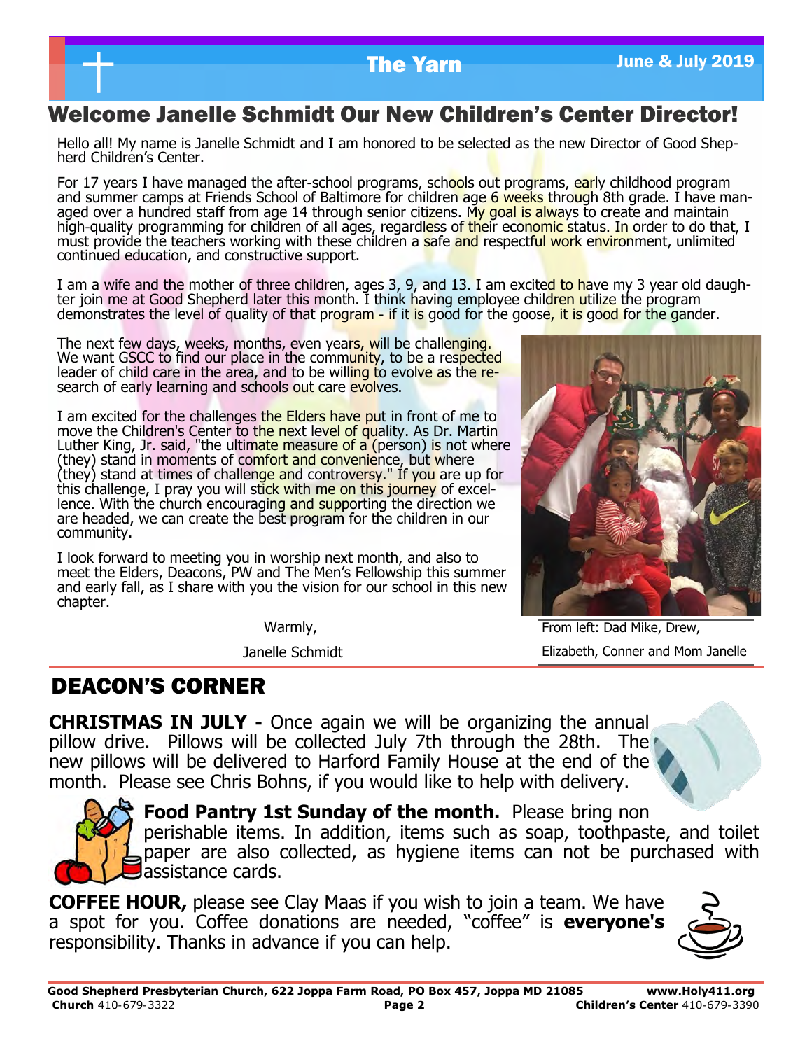## Welcome Janelle Schmidt Our New Children's Center Director!

Hello all! My name is Janelle Schmidt and I am honored to be selected as the new Director of Good Shepherd Children's Center.

For 17 years I have managed the after-school programs, schools out programs, early childhood program and summer camps at Friends School of Baltimore for children age 6 weeks through 8th grade. I have managed over a hundred staff from age 14 through senior citizens. My goal is always to create and maintain high-quality programming for children of all ages, regardless of their economic status. In order to do that, I must provide the teachers working with these children a safe and respectful work environment, unlimited continued education, and constructive support.

I am a wife and the mother of three children, ages 3, 9, and 13. I am excited to have my 3 year old daughter join me at Good Shepherd later this month. I think having employee children utilize the program demonstrates the level of quality of that program - if it is good for the goose, it is good for the gander.

The next few days, weeks, months, even years, will be challenging. We want GSCC to find our place in the community, to be a respected leader of child care in the area, and to be willing to evolve as the research of early learning and schools out care evolves.

I am excited for the challenges the Elders have put in front of me to move the Children's Center to the next level of quality. As Dr. Martin Luther King, Jr. said, "the ultimate measure of a (person) is not where (they) stand in moments of comfort and convenience, but where (they) stand at times of challenge and controversy." If you are up for this challenge, I pray you will stick with me on this journey of excellence. With the church encouraging and supporting the direction we are headed, we can create the best program for the children in our community.

I look forward to meeting you in worship next month, and also to meet the Elders, Deacons, PW and The Men's Fellowship this summer and early fall, as I share with you the vision for our school in this new chapter.

Warmly,

Janelle Schmidt

From left: Dad Mike, Drew, Elizabeth, Conner and Mom Janelle

## DEACON'S CORNER

**CHRISTMAS IN JULY -** Once again we will be organizing the annual pillow drive. Pillows will be collected July 7th through the 28th. The new pillows will be delivered to Harford Family House at the end of the month. Please see Chris Bohns, if you would like to help with delivery.

**Food Pantry 1st Sunday of the month.** Please bring non perishable items. In addition, items such as soap, toothpaste, and toilet paper are also collected, as hygiene items can not be purchased with assistance cards.

**COFFEE HOUR,** please see Clay Maas if you wish to join a team. We have a spot for you. Coffee donations are needed, "coffee" is **everyone's** responsibility. Thanks in advance if you can help.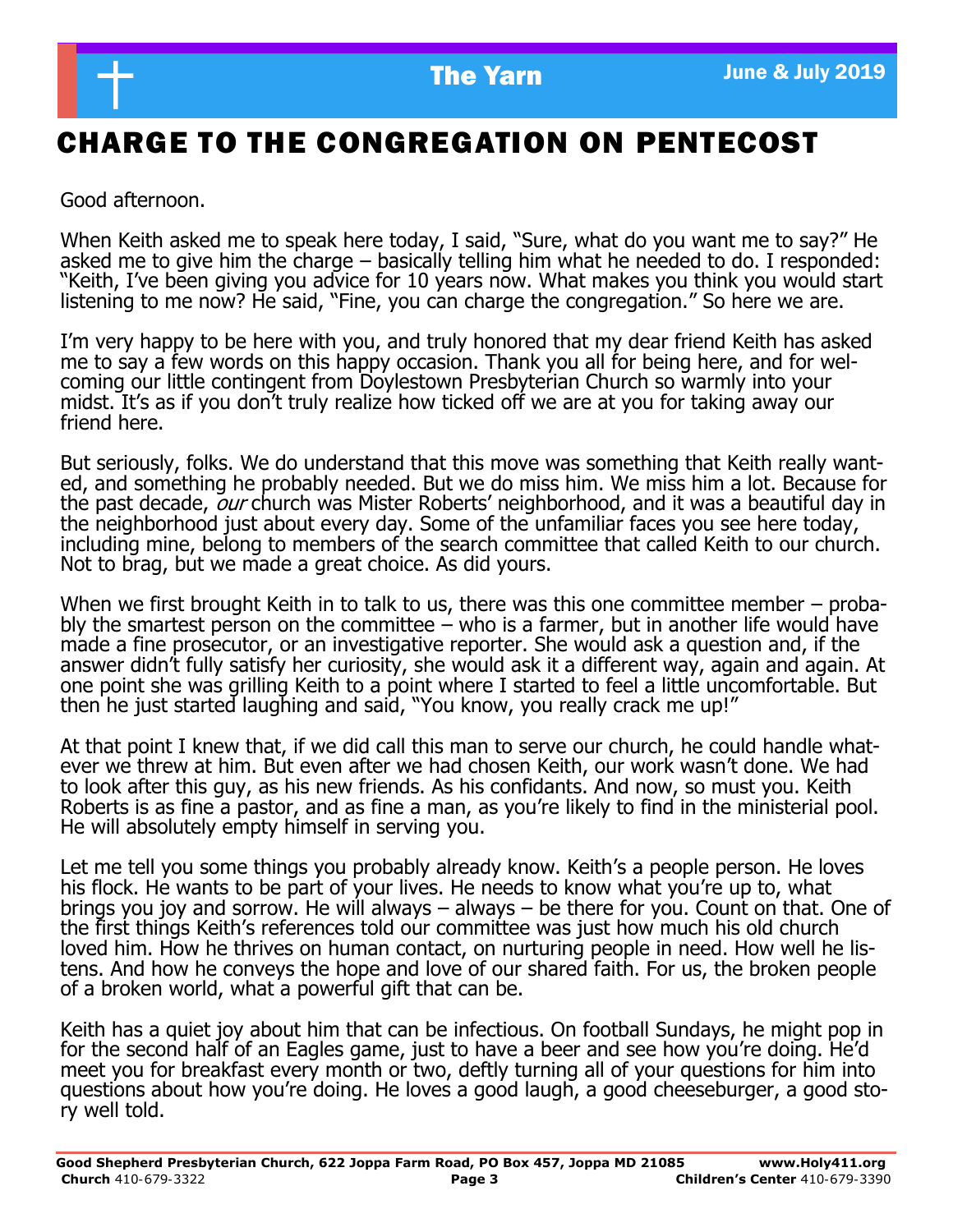# CHARGE TO THE CONGREGATION ON PENTECOST

Good afternoon.

When Keith asked me to speak here today, I said, "Sure, what do you want me to say?" He asked me to give him the charge – basically telling him what he needed to do. I responded: "Keith, I've been giving you advice for 10 years now. What makes you think you would start listening to me now? He said, "Fine, you can charge the congregation." So here we are.

I'm very happy to be here with you, and truly honored that my dear friend Keith has asked me to say a few words on this happy occasion. Thank you all for being here, and for welcoming our little contingent from Doylestown Presbyterian Church so warmly into your midst. It's as if you don't truly realize how ticked off we are at you for taking away our friend here.

But seriously, folks. We do understand that this move was something that Keith really wanted, and something he probably needed. But we do miss him. We miss him a lot. Because for the past decade, *our* church was Mister Roberts' neighborhood, and it was a beautiful day in the neighborhood just about every day. Some of the unfamiliar faces you see here today, including mine, belong to members of the search committee that called Keith to our church. Not to brag, but we made a great choice. As did yours.

When we first brought Keith in to talk to us, there was this one committee member – probably the smartest person on the committee – who is a farmer, but in another life would have made a fine prosecutor, or an investigative reporter. She would ask a question and, if the answer didn't fully satisfy her curiosity, she would ask it a different way, again and again. At one point she was grilling Keith to a point where I started to feel a little uncomfortable. But then he just started laughing and said, "You know, you really crack me up!"

At that point I knew that, if we did call this man to serve our church, he could handle whatever we threw at him. But even after we had chosen Keith, our work wasn't done. We had to look after this guy, as his new friends. As his confidants. And now, so must you. Keith Roberts is as fine a pastor, and as fine a man, as you're likely to find in the ministerial pool. He will absolutely empty himself in serving you.

Let me tell you some things you probably already know. Keith's a people person. He loves his flock. He wants to be part of your lives. He needs to know what you're up to, what brings you joy and sorrow. He will always – always – be there for you. Count on that. One of the first things Keith's references told our committee was just how much his old church loved him. How he thrives on human contact, on nurturing people in need. How well he listens. And how he conveys the hope and love of our shared faith. For us, the broken people of a broken world, what a powerful gift that can be.

Keith has a quiet joy about him that can be infectious. On football Sundays, he might pop in for the second half of an Eagles game, just to have a beer and see how you're doing. He'd meet you for breakfast every month or two, deftly turning all of your questions for him into questions about how you're doing. He loves a good laugh, a good cheeseburger, a good story well told.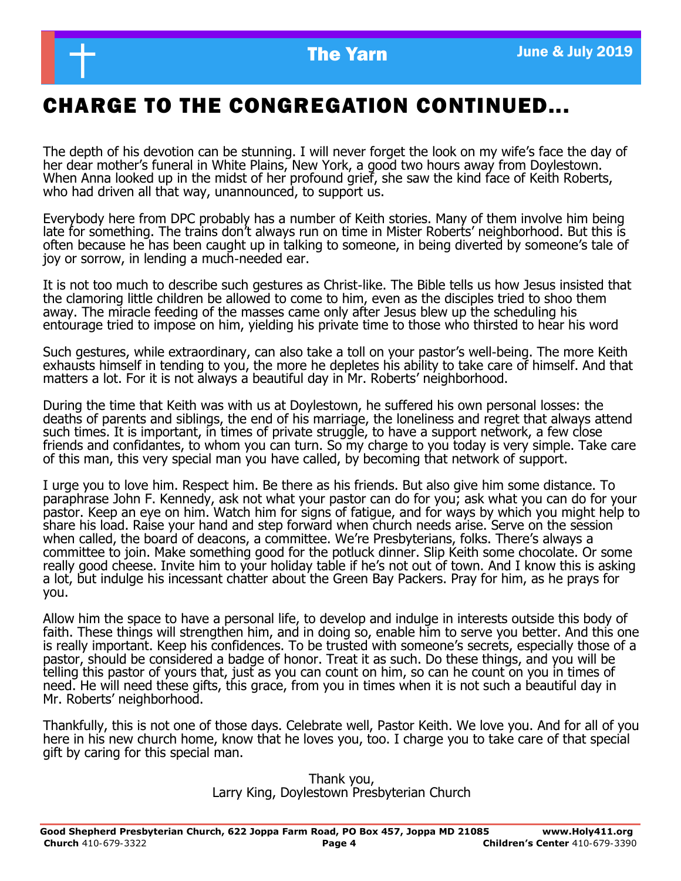# CHARGE TO THE CONGREGATION CONTINUED...

The depth of his devotion can be stunning. I will never forget the look on my wife's face the day of her dear mother's funeral in White Plains, New York, a good two hours away from Doylestown. When Anna looked up in the midst of her profound grief, she saw the kind face of Keith Roberts, who had driven all that way, unannounced, to support us.

Everybody here from DPC probably has a number of Keith stories. Many of them involve him being late for something. The trains don't always run on time in Mister Roberts' neighborhood. But this is often because he has been caught up in talking to someone, in being diverted by someone's tale of joy or sorrow, in lending a much-needed ear.

It is not too much to describe such gestures as Christ-like. The Bible tells us how Jesus insisted that the clamoring little children be allowed to come to him, even as the disciples tried to shoo them away. The miracle feeding of the masses came only after Jesus blew up the scheduling his entourage tried to impose on him, yielding his private time to those who thirsted to hear his word

Such gestures, while extraordinary, can also take a toll on your pastor's well-being. The more Keith exhausts himself in tending to you, the more he depletes his ability to take care of himself. And that matters a lot. For it is not always a beautiful day in Mr. Roberts' neighborhood.

During the time that Keith was with us at Doylestown, he suffered his own personal losses: the deaths of parents and siblings, the end of his marriage, the loneliness and regret that always attend such times. It is important, in times of private struggle, to have a support network, a few close friends and confidantes, to whom you can turn. So my charge to you today is very simple. Take care of this man, this very special man you have called, by becoming that network of support.

I urge you to love him. Respect him. Be there as his friends. But also give him some distance. To paraphrase John F. Kennedy, ask not what your pastor can do for you; ask what you can do for your pastor. Keep an eye on him. Watch him for signs of fatigue, and for ways by which you might help to share his load. Raise your hand and step forward when church needs arise. Serve on the session when called, the board of deacons, a committee. We're Presbyterians, folks. There's always a committee to join. Make something good for the potluck dinner. Slip Keith some chocolate. Or some really good cheese. Invite him to your holiday table if he's not out of town. And I know this is asking a lot, but indulge his incessant chatter about the Green Bay Packers. Pray for him, as he prays for you.

Allow him the space to have a personal life, to develop and indulge in interests outside this body of faith. These things will strengthen him, and in doing so, enable him to serve you better. And this one is really important. Keep his confidences. To be trusted with someone's secrets, especially those of a pastor, should be considered a badge of honor. Treat it as such. Do these things, and you will be telling this pastor of yours that, just as you can count on him, so can he count on you in times of need. He will need these gifts, this grace, from you in times when it is not such a beautiful day in Mr. Roberts' neighborhood.

Thankfully, this is not one of those days. Celebrate well, Pastor Keith. We love you. And for all of you here in his new church home, know that he loves you, too. I charge you to take care of that special gift by caring for this special man.

Thank you,
Larry King, Doylestown Presbyterian Church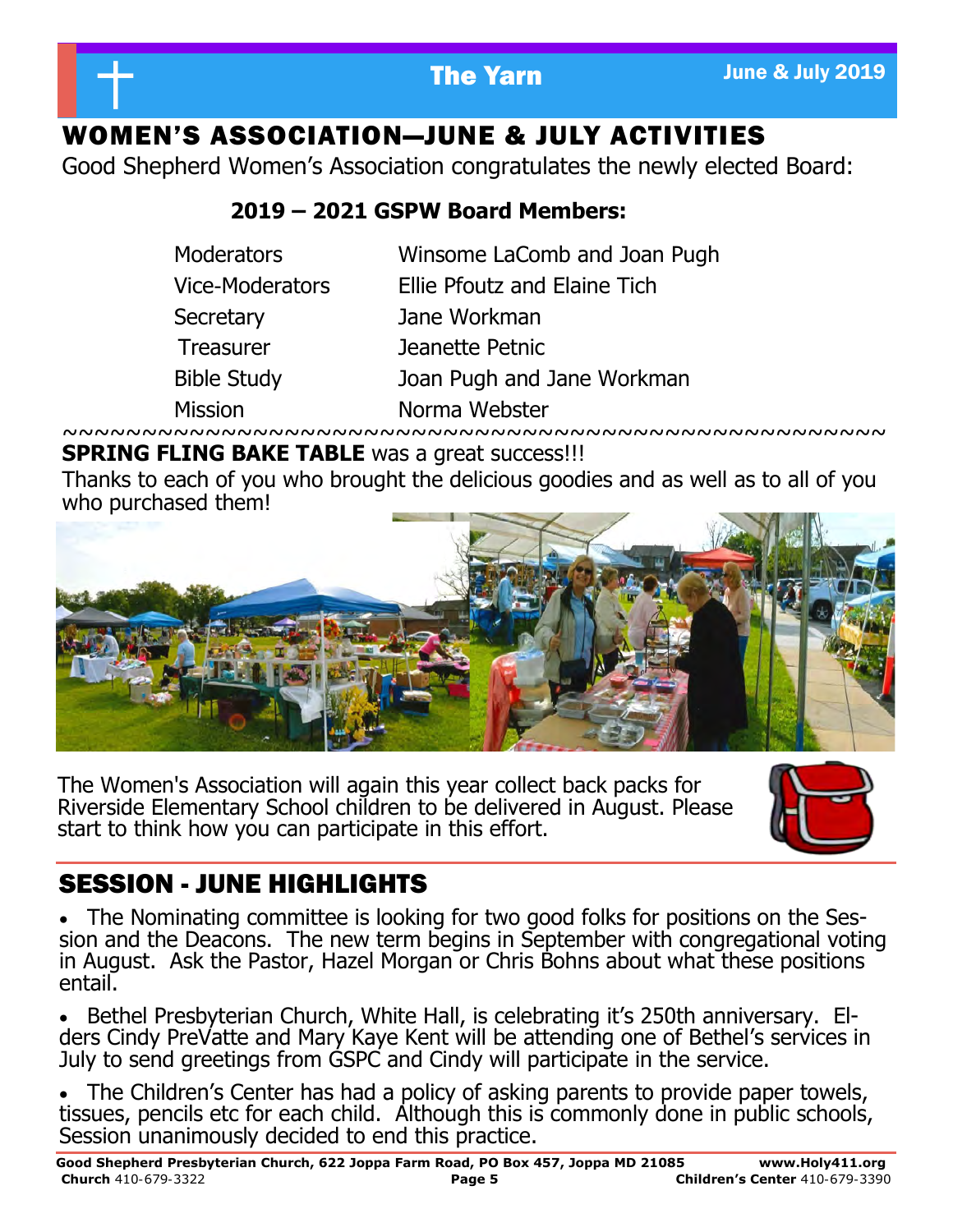## WOMEN'S ASSOCIATION—JUNE & JULY ACTIVITIES

Good Shepherd Women's Association congratulates the newly elected Board:

**2019 – 2021 GSPW Board Members:**

| | |
|---|---|
| Moderators | Winsome LaComb and Joan Pugh |
| Vice-Moderators | Ellie Pfoutz and Elaine Tich |
| Secretary | Jane Workman |
| Treasurer | Jeanette Petnic |
| Bible Study | Joan Pugh and Jane Workman |
| Mission | Norma Webster |

~~~~~~~~~~~~~~~~~~~~~~~~~~~~~~~~~~~~~~~~~~~~~~~~~~~~~~

**SPRING FLING BAKE TABLE** was a great success!!!

Thanks to each of you who brought the delicious goodies and as well as to all of you who purchased them!

The Women's Association will again this year collect back packs for Riverside Elementary School children to be delivered in August. Please start to think how you can participate in this effort.

## SESSION - JUNE HIGHLIGHTS

- The Nominating committee is looking for two good folks for positions on the Session and the Deacons. The new term begins in September with congregational voting in August. Ask the Pastor, Hazel Morgan or Chris Bohns about what these positions entail.
- Bethel Presbyterian Church, White Hall, is celebrating it's 250th anniversary. Elders Cindy PreVatte and Mary Kaye Kent will be attending one of Bethel's services in July to send greetings from GSPC and Cindy will participate in the service.
- The Children's Center has had a policy of asking parents to provide paper towels, tissues, pencils etc for each child. Although this is commonly done in public schools, Session unanimously decided to end this practice.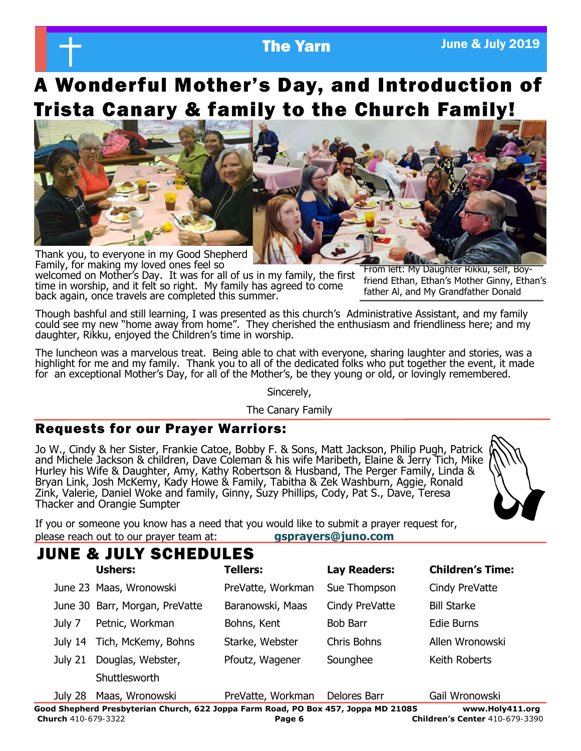# A Wonderful Mother's Day, and Introduction of Trista Canary & family to the Church Family!

Thank you, to everyone in my Good Shepherd Family, for making my loved ones feel so welcomed on Mother's Day. It was for all of us in my family, the first time in worship, and it felt so right. My family has agreed to come back again, once travels are completed this summer.

From left: My Daughter Rikku, self, Boy-friend Ethan, Ethan's Mother Ginny, Ethan's father Al, and My Grandfather Donald

Though bashful and still learning, I was presented as this church's Administrative Assistant, and my family could see my new "home away from home". They cherished the enthusiasm and friendliness here; and my daughter, Rikku, enjoyed the Children's time in worship.

The luncheon was a marvelous treat. Being able to chat with everyone, sharing laughter and stories, was a highlight for me and my family. Thank you to all of the dedicated folks who put together the event, it made for an exceptional Mother's Day, for all of the Mother's, be they young or old, or lovingly remembered.

Sincerely,

The Canary Family

## Requests for our Prayer Warriors:

Jo W., Cindy & her Sister, Frankie Catoe, Bobby F. & Sons, Matt Jackson, Philip Pugh, Patrick and Michele Jackson & children, Dave Coleman & his wife Maribeth, Elaine & Jerry Tich, Mike Hurley his Wife & Daughter, Amy, Kathy Robertson & Husband, The Perger Family, Linda & Bryan Link, Josh McKemy, Kady Howe & Family, Tabitha & Zek Washburn, Aggie, Ronald Zink, Valerie, Daniel Woke and family, Ginny, Suzy Phillips, Cody, Pat S., Dave, Teresa Thacker and Orangie Sumpter

If you or someone you know has a need that you would like to submit a prayer request for, please reach out to our prayer team at: **gsprayers@juno.com**

## JUNE & JULY SCHEDULES

| | Ushers: | Tellers: | Lay Readers: | Children's Time: |
|---|---|---|---|---|
| June 23 | Maas, Wronowski | PreVatte, Workman | Sue Thompson | Cindy PreVatte |
| June 30 | Barr, Morgan, PreVatte | Baranowski, Maas | Cindy PreVatte | Bill Starke |
| July 7 | Petnic, Workman | Bohns, Kent | Bob Barr | Edie Burns |
| July 14 | Tich, McKemy, Bohns | Starke, Webster | Chris Bohns | Allen Wronowski |
| July 21 | Douglas, Webster, Shuttlesworth | Pfoutz, Wagener | Sounghee | Keith Roberts |
| July 28 | Maas, Wronowski | PreVatte, Workman | Delores Barr | Gail Wronowski |

**Good Shepherd Presbyterian Church, 622 Joppa Farm Road, PO Box 457, Joppa MD 21085** **www.Holy411.org**
**Church** 410-679-3322 **Children's Center** 410-679-3390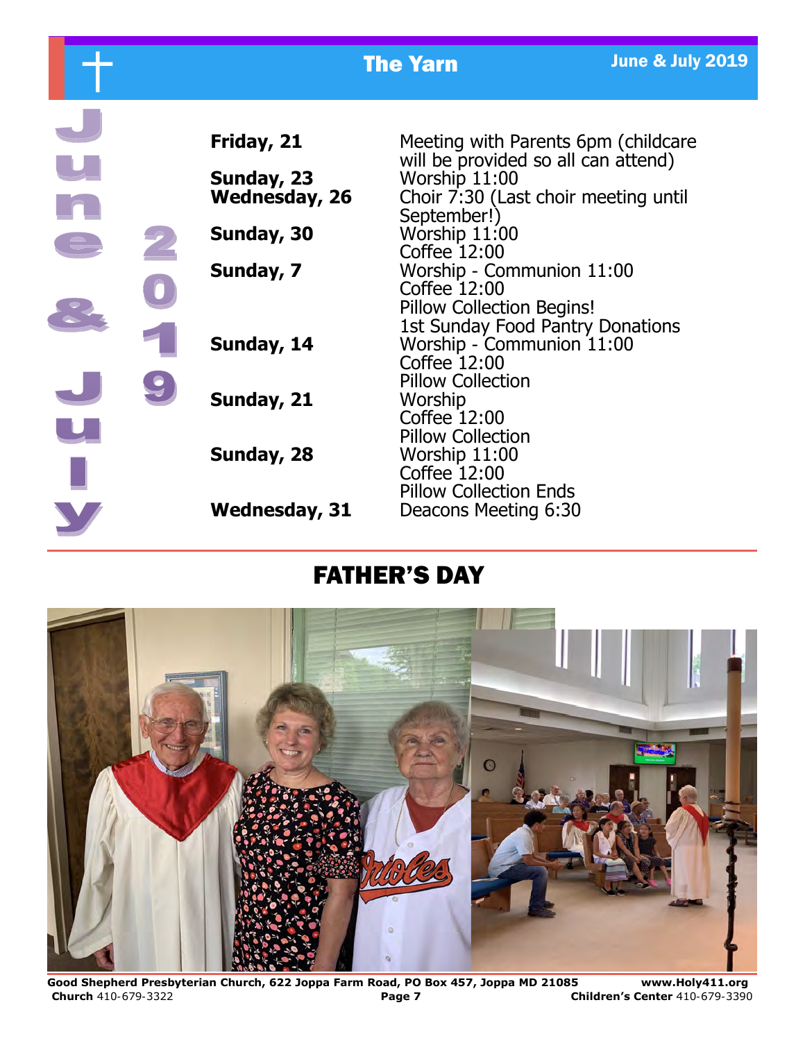# June & July 2019

| | |
|---|---|
| **Friday, 21** | Meeting with Parents 6pm (childcare will be provided so all can attend) |
| **Sunday, 23** | Worship 11:00 |
| **Wednesday, 26** | Choir 7:30 (Last choir meeting until September!) |
| **Sunday, 30** | Worship 11:00<br>Coffee 12:00 |
| **Sunday, 7** | Worship - Communion 11:00<br>Coffee 12:00<br>Pillow Collection Begins!<br>1st Sunday Food Pantry Donations |
| **Sunday, 14** | Worship - Communion 11:00<br>Coffee 12:00<br>Pillow Collection |
| **Sunday, 21** | Worship<br>Coffee 12:00<br>Pillow Collection |
| **Sunday, 28** | Worship 11:00<br>Coffee 12:00<br>Pillow Collection Ends |
| **Wednesday, 31** | Deacons Meeting 6:30 |

## FATHER'S DAY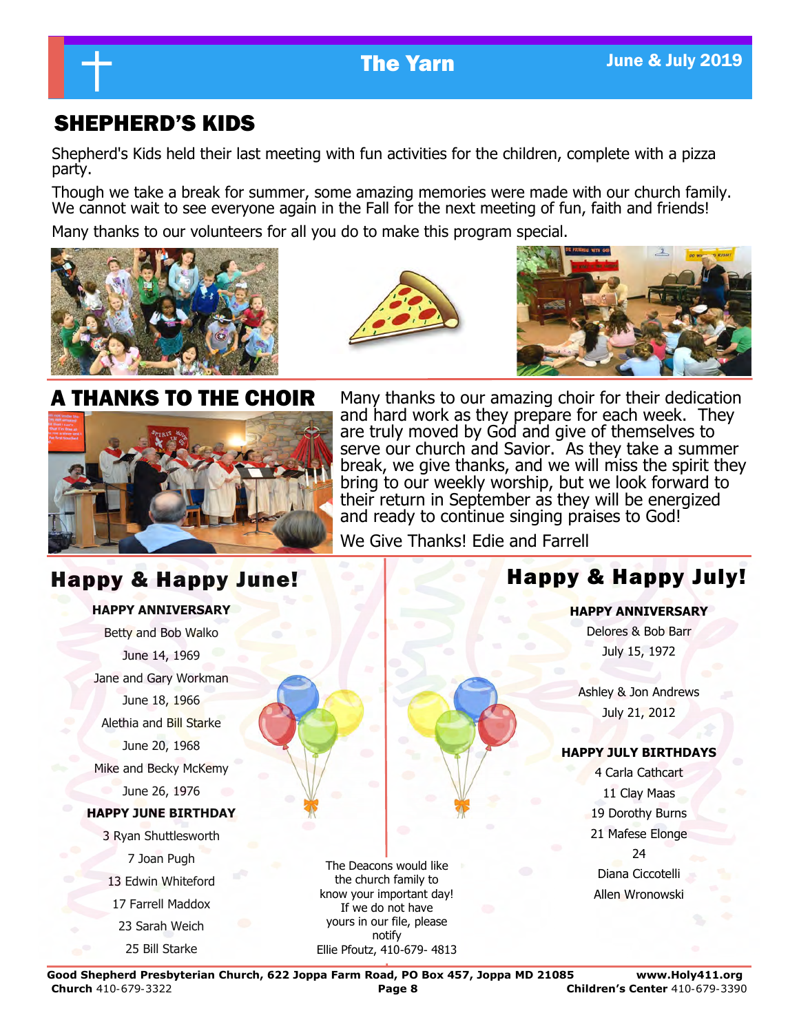## SHEPHERD'S KIDS

Shepherd's Kids held their last meeting with fun activities for the children, complete with a pizza party.

Though we take a break for summer, some amazing memories were made with our church family. We cannot wait to see everyone again in the Fall for the next meeting of fun, faith and friends!

Many thanks to our volunteers for all you do to make this program special.

## A THANKS TO THE CHOIR

Many thanks to our amazing choir for their dedication and hard work as they prepare for each week. They are truly moved by God and give of themselves to serve our church and Savior. As they take a summer break, we give thanks, and we will miss the spirit they bring to our weekly worship, but we look forward to their return in September as they will be energized and ready to continue singing praises to God!

We Give Thanks! Edie and Farrell

## Happy & Happy June!

**HAPPY ANNIVERSARY**

Betty and Bob Walko
June 14, 1969

Jane and Gary Workman
June 18, 1966

Alethia and Bill Starke
June 20, 1968

Mike and Becky McKemy
June 26, 1976

**HAPPY JUNE BIRTHDAY**

3 Ryan Shuttlesworth
7 Joan Pugh
13 Edwin Whiteford
17 Farrell Maddox
23 Sarah Weich
25 Bill Starke

## Happy & Happy July!

**HAPPY ANNIVERSARY**

Delores & Bob Barr
July 15, 1972

Ashley & Jon Andrews
July 21, 2012

**HAPPY JULY BIRTHDAYS**

4 Carla Cathcart
11 Clay Maas
19 Dorothy Burns
21 Mafese Elonge
24
Diana Ciccotelli
Allen Wronowski

The Deacons would like the church family to know your important day! If we do not have yours in our file, please notify Ellie Pfoutz, 410-679- 4813